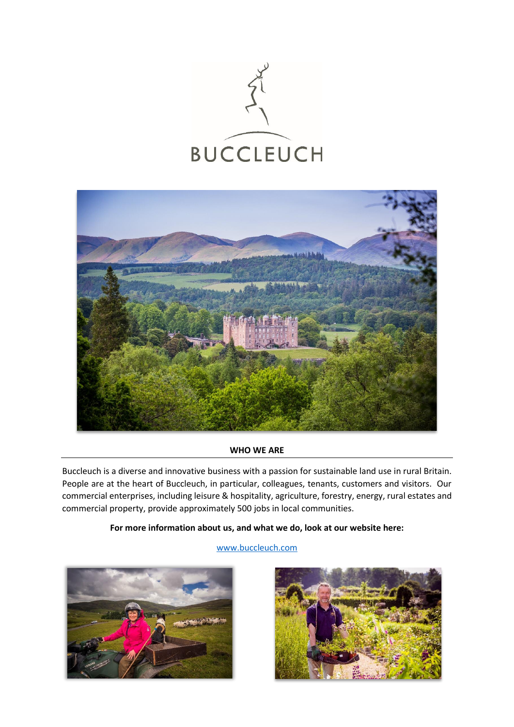# BUCCLEUCH

## WHO WE ARE

Buccleuch is a diverse and innovative business with a passion for sustainable land use in rural Britain. People are at the heart of Buccleuch, in particular, colleagues, tenants, customers and visitors. Our commercial enterprises, including leisure & hospitality, agriculture, forestry, energy, rural estates and commercial property, provide approximately 500 jobs in local communities.

**For more information about us, and what we do, look at our website here:**

[www.buccleuch.com](http://www.buccleuch.com)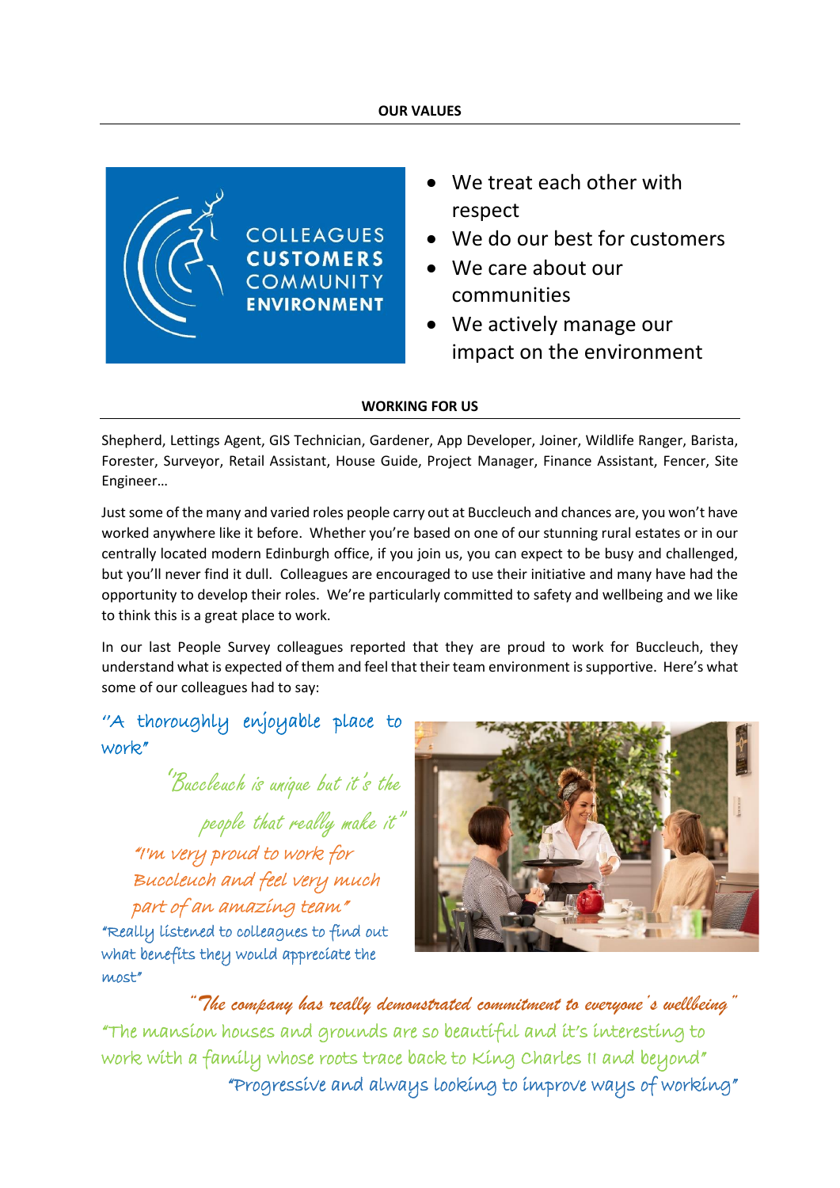## OUR VALUES

COLLEAGUES
CUSTOMERS
COMMUNITY
ENVIRONMENT

- We treat each other with respect
- We do our best for customers
- We care about our communities
- We actively manage our impact on the environment

## WORKING FOR US

Shepherd, Lettings Agent, GIS Technician, Gardener, App Developer, Joiner, Wildlife Ranger, Barista, Forester, Surveyor, Retail Assistant, House Guide, Project Manager, Finance Assistant, Fencer, Site Engineer…

Just some of the many and varied roles people carry out at Buccleuch and chances are, you won't have worked anywhere like it before. Whether you're based on one of our stunning rural estates or in our centrally located modern Edinburgh office, if you join us, you can expect to be busy and challenged, but you'll never find it dull. Colleagues are encouraged to use their initiative and many have had the opportunity to develop their roles. We're particularly committed to safety and wellbeing and we like to think this is a great place to work.

In our last People Survey colleagues reported that they are proud to work for Buccleuch, they understand what is expected of them and feel that their team environment is supportive. Here's what some of our colleagues had to say:

*"A thoroughly enjoyable place to work"*

*"Buccleuch is unique but it's the people that really make it"*

*"I'm very proud to work for Buccleuch and feel very much part of an amazing team"*

*"Really listened to colleagues to find out what benefits they would appreciate the most"*

***"The company has really demonstrated commitment to everyone's wellbeing"***

*"The mansion houses and grounds are so beautiful and it's interesting to work with a family whose roots trace back to King Charles II and beyond"*

*"Progressive and always looking to improve ways of working"*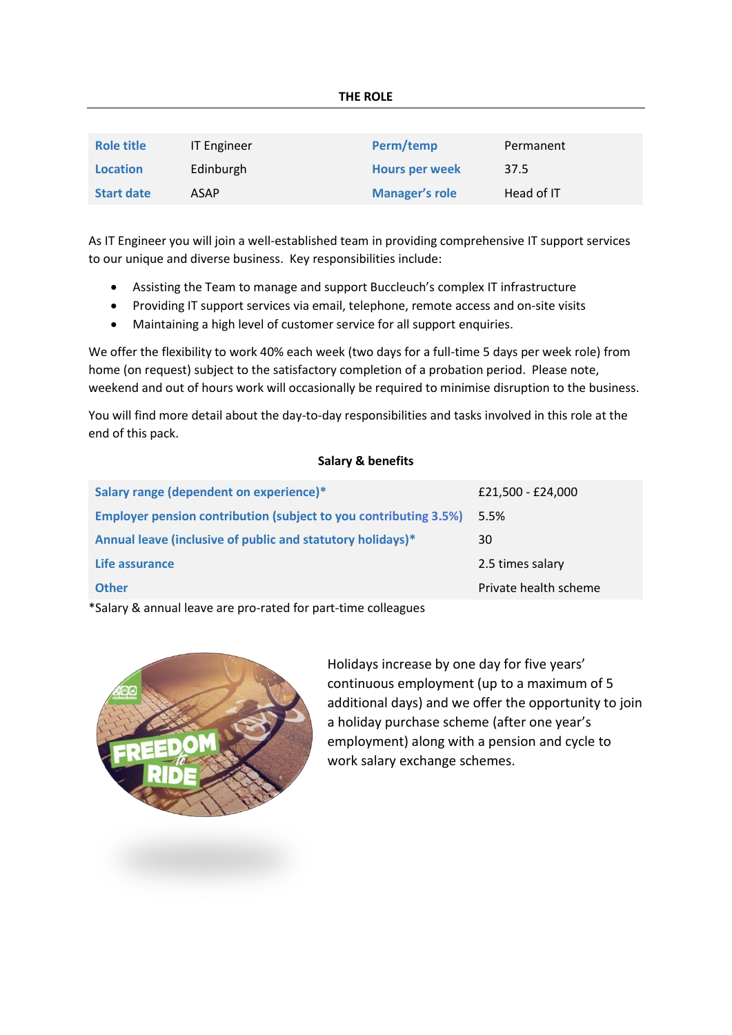## THE ROLE

| Role title | IT Engineer | Perm/temp | Permanent |
|---|---|---|---|
| Location | Edinburgh | Hours per week | 37.5 |
| Start date | ASAP | Manager's role | Head of IT |

As IT Engineer you will join a well-established team in providing comprehensive IT support services to our unique and diverse business. Key responsibilities include:

- Assisting the Team to manage and support Buccleuch's complex IT infrastructure
- Providing IT support services via email, telephone, remote access and on-site visits
- Maintaining a high level of customer service for all support enquiries.

We offer the flexibility to work 40% each week (two days for a full-time 5 days per week role) from home (on request) subject to the satisfactory completion of a probation period. Please note, weekend and out of hours work will occasionally be required to minimise disruption to the business.

You will find more detail about the day-to-day responsibilities and tasks involved in this role at the end of this pack.

### Salary & benefits

| Salary range (dependent on experience)* | £21,500 - £24,000 |
|---|---|
| Employer pension contribution (subject to you contributing 3.5%) | 5.5% |
| Annual leave (inclusive of public and statutory holidays)* | 30 |
| Life assurance | 2.5 times salary |
| Other | Private health scheme |

*Salary & annual leave are pro-rated for part-time colleagues

Holidays increase by one day for five years' continuous employment (up to a maximum of 5 additional days) and we offer the opportunity to join a holiday purchase scheme (after one year's employment) along with a pension and cycle to work salary exchange schemes.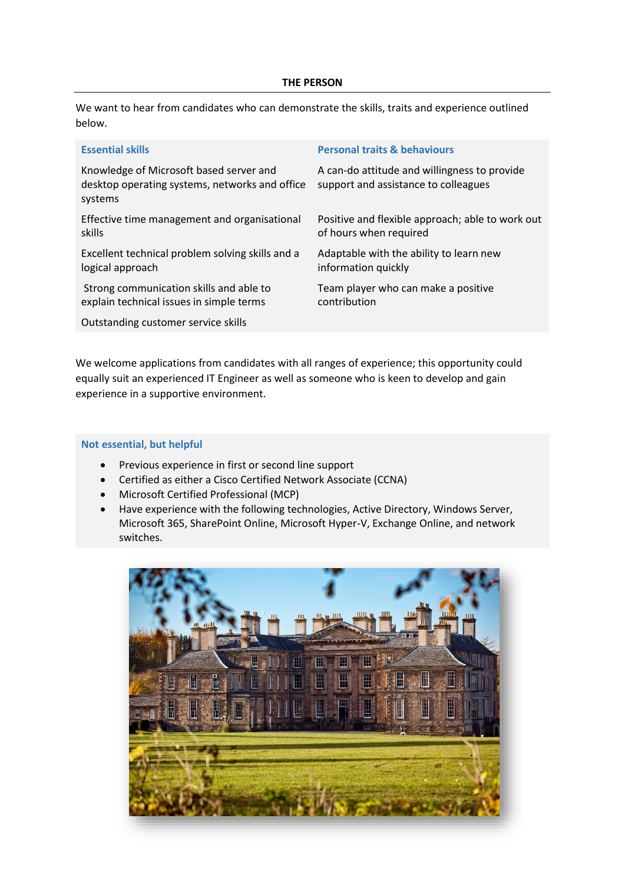## THE PERSON

We want to hear from candidates who can demonstrate the skills, traits and experience outlined below.

| Essential skills | Personal traits & behaviours |
| --- | --- |
| Knowledge of Microsoft based server and desktop operating systems, networks and office systems | A can-do attitude and willingness to provide support and assistance to colleagues |
| Effective time management and organisational skills | Positive and flexible approach; able to work out of hours when required |
| Excellent technical problem solving skills and a logical approach | Adaptable with the ability to learn new information quickly |
| Strong communication skills and able to explain technical issues in simple terms | Team player who can make a positive contribution |
| Outstanding customer service skills | |

We welcome applications from candidates with all ranges of experience; this opportunity could equally suit an experienced IT Engineer as well as someone who is keen to develop and gain experience in a supportive environment.

### Not essential, but helpful

- Previous experience in first or second line support
- Certified as either a Cisco Certified Network Associate (CCNA)
- Microsoft Certified Professional (MCP)
- Have experience with the following technologies, Active Directory, Windows Server, Microsoft 365, SharePoint Online, Microsoft Hyper-V, Exchange Online, and network switches.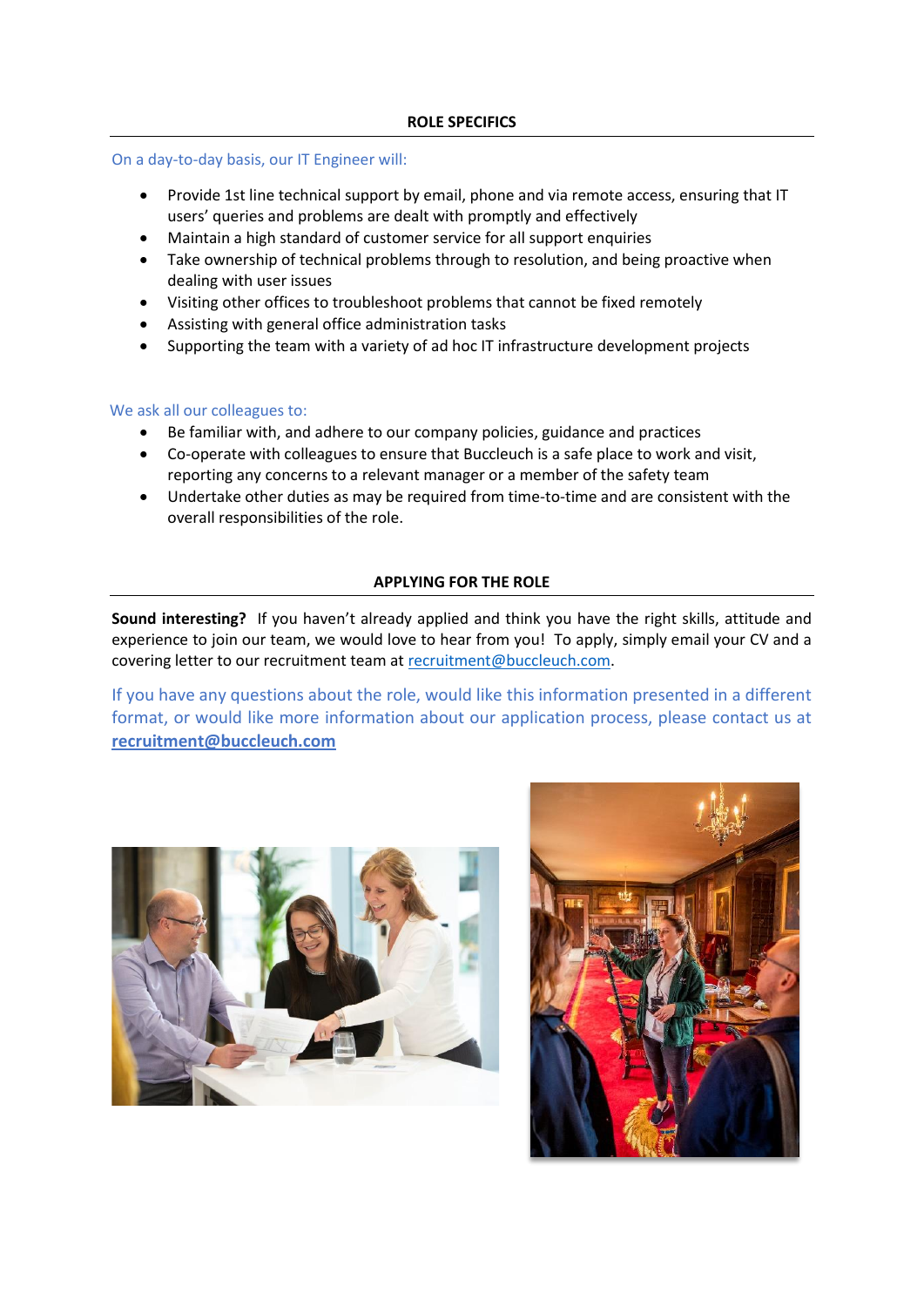## ROLE SPECIFICS

On a day-to-day basis, our IT Engineer will:

- Provide 1st line technical support by email, phone and via remote access, ensuring that IT users' queries and problems are dealt with promptly and effectively
- Maintain a high standard of customer service for all support enquiries
- Take ownership of technical problems through to resolution, and being proactive when dealing with user issues
- Visiting other offices to troubleshoot problems that cannot be fixed remotely
- Assisting with general office administration tasks
- Supporting the team with a variety of ad hoc IT infrastructure development projects

We ask all our colleagues to:

- Be familiar with, and adhere to our company policies, guidance and practices
- Co-operate with colleagues to ensure that Buccleuch is a safe place to work and visit, reporting any concerns to a relevant manager or a member of the safety team
- Undertake other duties as may be required from time-to-time and are consistent with the overall responsibilities of the role.

## APPLYING FOR THE ROLE

**Sound interesting?** If you haven't already applied and think you have the right skills, attitude and experience to join our team, we would love to hear from you! To apply, simply email your CV and a covering letter to our recruitment team at recruitment@buccleuch.com.

If you have any questions about the role, would like this information presented in a different format, or would like more information about our application process, please contact us at **recruitment@buccleuch.com**